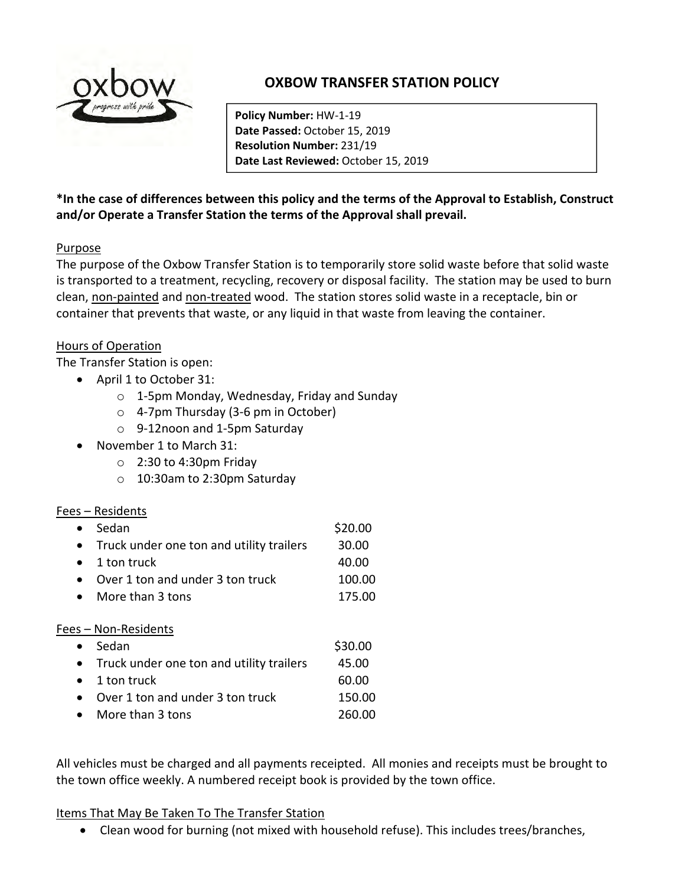# OXBOW TRANSFER STATION POLICY

**Policy Number:** HW-1-19
**Date Passed:** October 15, 2019
**Resolution Number:** 231/19
**Date Last Reviewed:** October 15, 2019

**\*In the case of differences between this policy and the terms of the Approval to Establish, Construct and/or Operate a Transfer Station the terms of the Approval shall prevail.**

## Purpose

The purpose of the Oxbow Transfer Station is to temporarily store solid waste before that solid waste is transported to a treatment, recycling, recovery or disposal facility. The station may be used to burn clean, non-painted and non-treated wood. The station stores solid waste in a receptacle, bin or container that prevents that waste, or any liquid in that waste from leaving the container.

## Hours of Operation

The Transfer Station is open:

- April 1 to October 31:
  - 1-5pm Monday, Wednesday, Friday and Sunday
  - 4-7pm Thursday (3-6 pm in October)
  - 9-12noon and 1-5pm Saturday
- November 1 to March 31:
  - 2:30 to 4:30pm Friday
  - 10:30am to 2:30pm Saturday

## Fees – Residents

| | |
|---|---|
| Sedan | $20.00 |
| Truck under one ton and utility trailers | 30.00 |
| 1 ton truck | 40.00 |
| Over 1 ton and under 3 ton truck | 100.00 |
| More than 3 tons | 175.00 |

## Fees – Non-Residents

| | |
|---|---|
| Sedan | $30.00 |
| Truck under one ton and utility trailers | 45.00 |
| 1 ton truck | 60.00 |
| Over 1 ton and under 3 ton truck | 150.00 |
| More than 3 tons | 260.00 |

All vehicles must be charged and all payments receipted. All monies and receipts must be brought to the town office weekly. A numbered receipt book is provided by the town office.

## Items That May Be Taken To The Transfer Station

- Clean wood for burning (not mixed with household refuse). This includes trees/branches,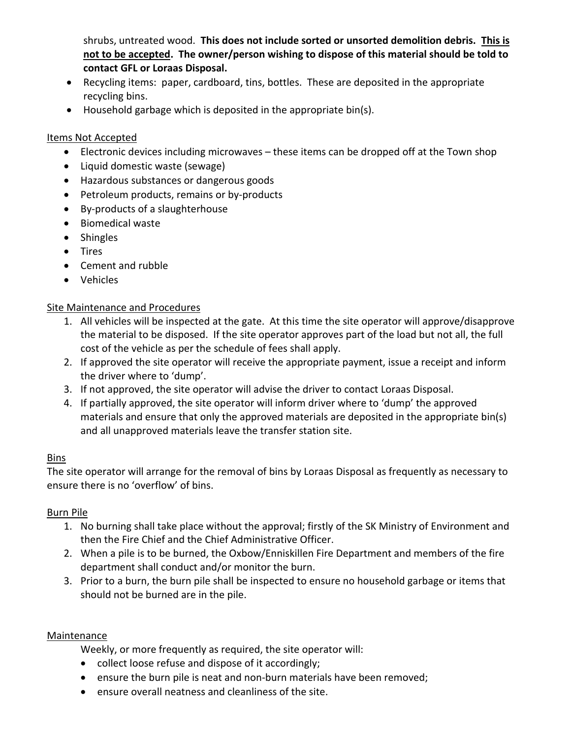shrubs, untreated wood. **This does not include sorted or unsorted demolition debris. <u>This is not to be accepted</u>. The owner/person wishing to dispose of this material should be told to contact GFL or Loraas Disposal.**

- Recycling items: paper, cardboard, tins, bottles. These are deposited in the appropriate recycling bins.
- Household garbage which is deposited in the appropriate bin(s).

<u>Items Not Accepted</u>

- Electronic devices including microwaves – these items can be dropped off at the Town shop
- Liquid domestic waste (sewage)
- Hazardous substances or dangerous goods
- Petroleum products, remains or by-products
- By-products of a slaughterhouse
- Biomedical waste
- Shingles
- Tires
- Cement and rubble
- Vehicles

<u>Site Maintenance and Procedures</u>

1. All vehicles will be inspected at the gate. At this time the site operator will approve/disapprove the material to be disposed. If the site operator approves part of the load but not all, the full cost of the vehicle as per the schedule of fees shall apply.
2. If approved the site operator will receive the appropriate payment, issue a receipt and inform the driver where to 'dump'.
3. If not approved, the site operator will advise the driver to contact Loraas Disposal.
4. If partially approved, the site operator will inform driver where to 'dump' the approved materials and ensure that only the approved materials are deposited in the appropriate bin(s) and all unapproved materials leave the transfer station site.

<u>Bins</u>

The site operator will arrange for the removal of bins by Loraas Disposal as frequently as necessary to ensure there is no 'overflow' of bins.

<u>Burn Pile</u>

1. No burning shall take place without the approval; firstly of the SK Ministry of Environment and then the Fire Chief and the Chief Administrative Officer.
2. When a pile is to be burned, the Oxbow/Enniskillen Fire Department and members of the fire department shall conduct and/or monitor the burn.
3. Prior to a burn, the burn pile shall be inspected to ensure no household garbage or items that should not be burned are in the pile.

<u>Maintenance</u>

Weekly, or more frequently as required, the site operator will:

- collect loose refuse and dispose of it accordingly;
- ensure the burn pile is neat and non-burn materials have been removed;
- ensure overall neatness and cleanliness of the site.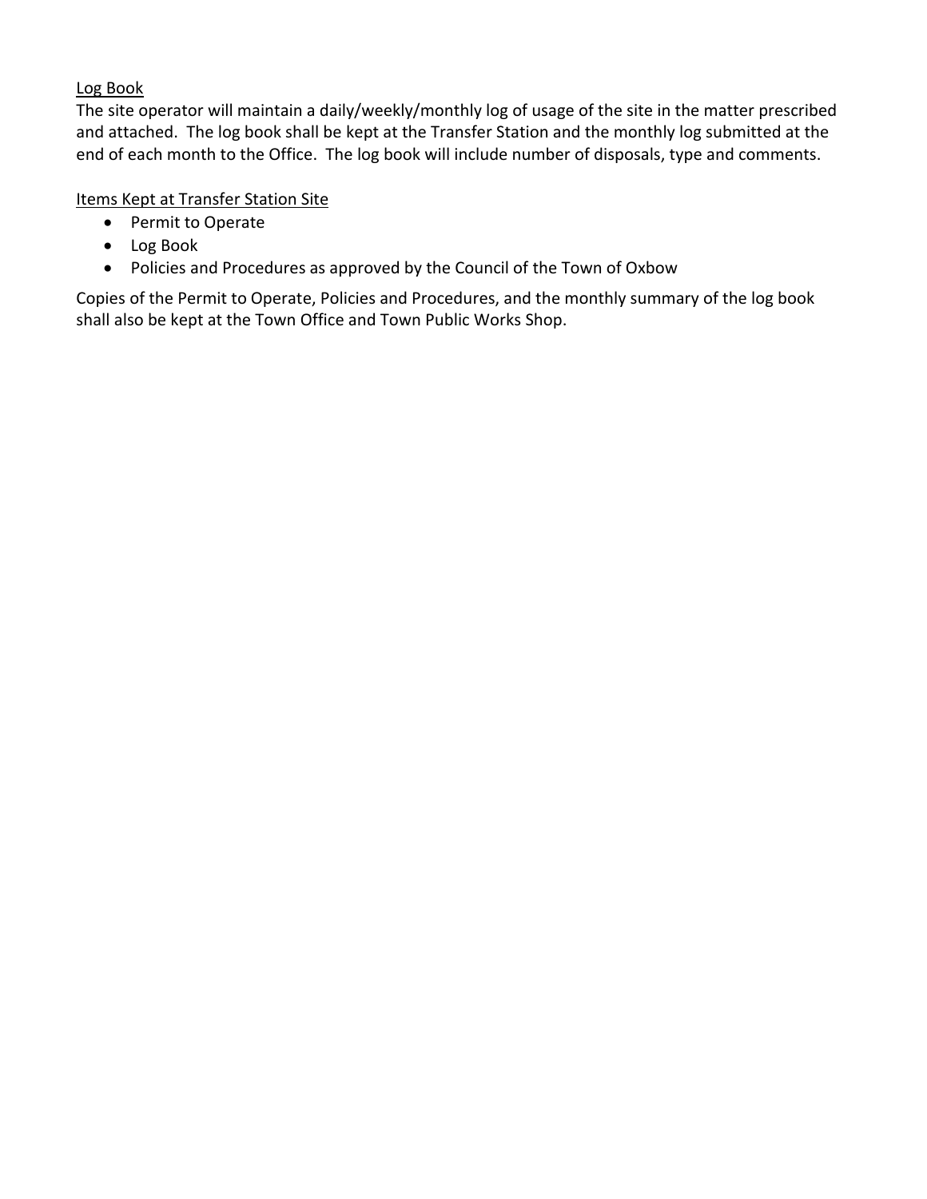<u>Log Book</u>

The site operator will maintain a daily/weekly/monthly log of usage of the site in the matter prescribed and attached.  The log book shall be kept at the Transfer Station and the monthly log submitted at the end of each month to the Office.  The log book will include number of disposals, type and comments.

<u>Items Kept at Transfer Station Site</u>

- Permit to Operate
- Log Book
- Policies and Procedures as approved by the Council of the Town of Oxbow

Copies of the Permit to Operate, Policies and Procedures, and the monthly summary of the log book shall also be kept at the Town Office and Town Public Works Shop.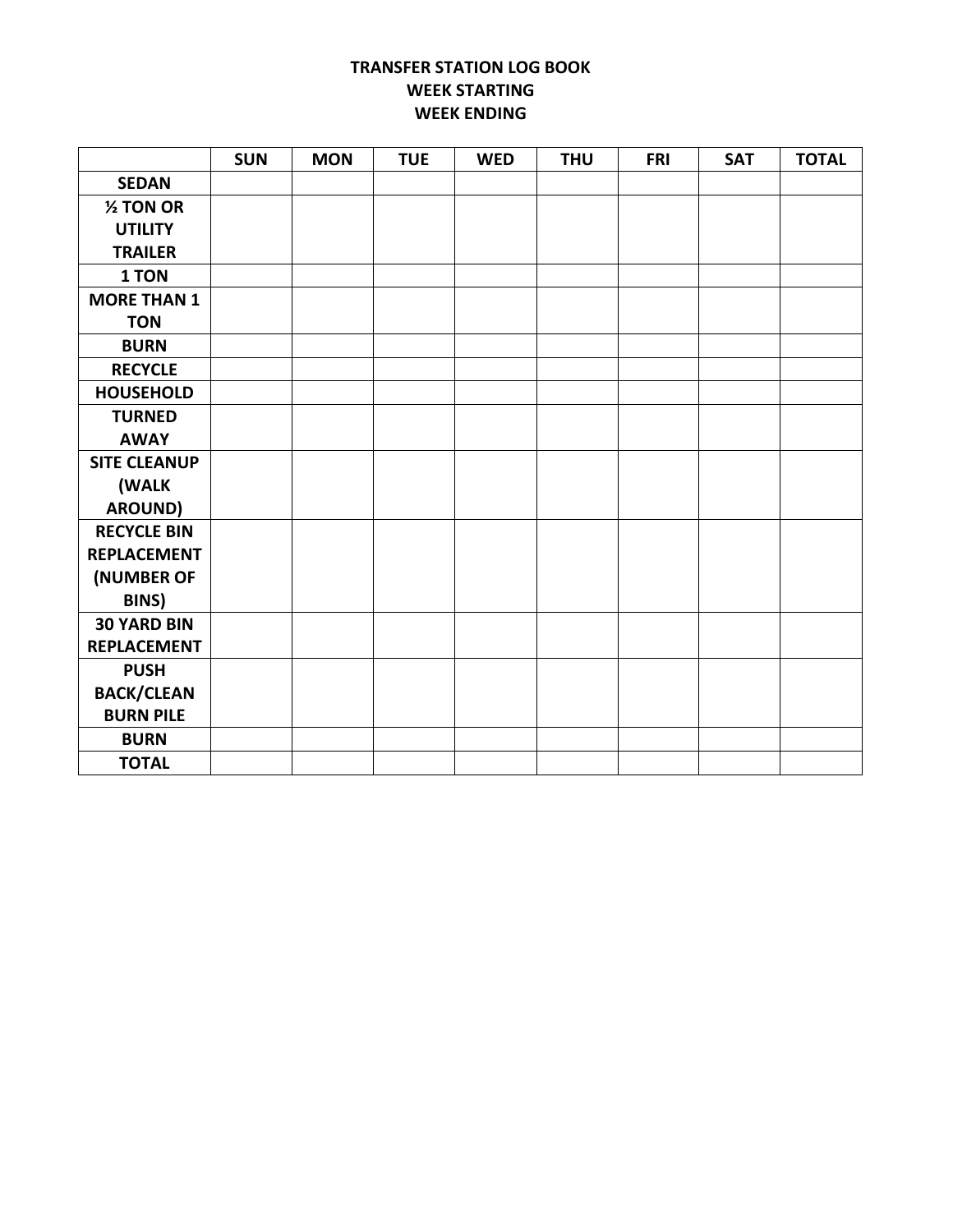# TRANSFER STATION LOG BOOK

**WEEK STARTING**

**WEEK ENDING**

| | SUN | MON | TUE | WED | THU | FRI | SAT | TOTAL |
|---|---|---|---|---|---|---|---|---|
| **SEDAN** | | | | | | | | |
| **½ TON OR UTILITY TRAILER** | | | | | | | | |
| **1 TON** | | | | | | | | |
| **MORE THAN 1 TON** | | | | | | | | |
| **BURN** | | | | | | | | |
| **RECYCLE** | | | | | | | | |
| **HOUSEHOLD** | | | | | | | | |
| **TURNED AWAY** | | | | | | | | |
| **SITE CLEANUP (WALK AROUND)** | | | | | | | | |
| **RECYCLE BIN REPLACEMENT (NUMBER OF BINS)** | | | | | | | | |
| **30 YARD BIN REPLACEMENT** | | | | | | | | |
| **PUSH BACK/CLEAN BURN PILE** | | | | | | | | |
| **BURN** | | | | | | | | |
| **TOTAL** | | | | | | | | |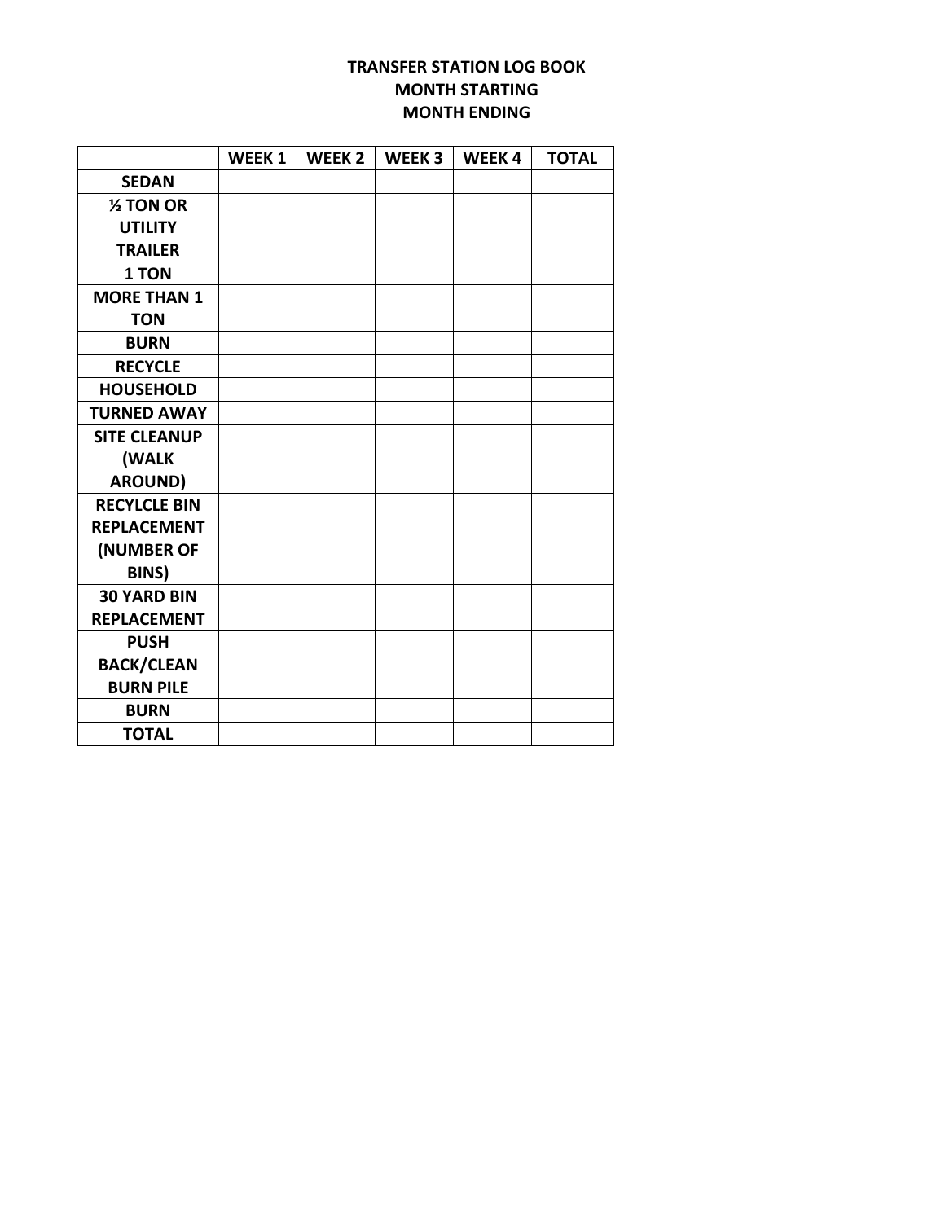**TRANSFER STATION LOG BOOK**
**MONTH STARTING**
**MONTH ENDING**

| | WEEK 1 | WEEK 2 | WEEK 3 | WEEK 4 | TOTAL |
|---|---|---|---|---|---|
| SEDAN | | | | | |
| ½ TON OR UTILITY TRAILER | | | | | |
| 1 TON | | | | | |
| MORE THAN 1 TON | | | | | |
| BURN | | | | | |
| RECYCLE | | | | | |
| HOUSEHOLD | | | | | |
| TURNED AWAY | | | | | |
| SITE CLEANUP (WALK AROUND) | | | | | |
| RECYLCLE BIN REPLACEMENT (NUMBER OF BINS) | | | | | |
| 30 YARD BIN REPLACEMENT | | | | | |
| PUSH BACK/CLEAN BURN PILE | | | | | |
| BURN | | | | | |
| TOTAL | | | | | |